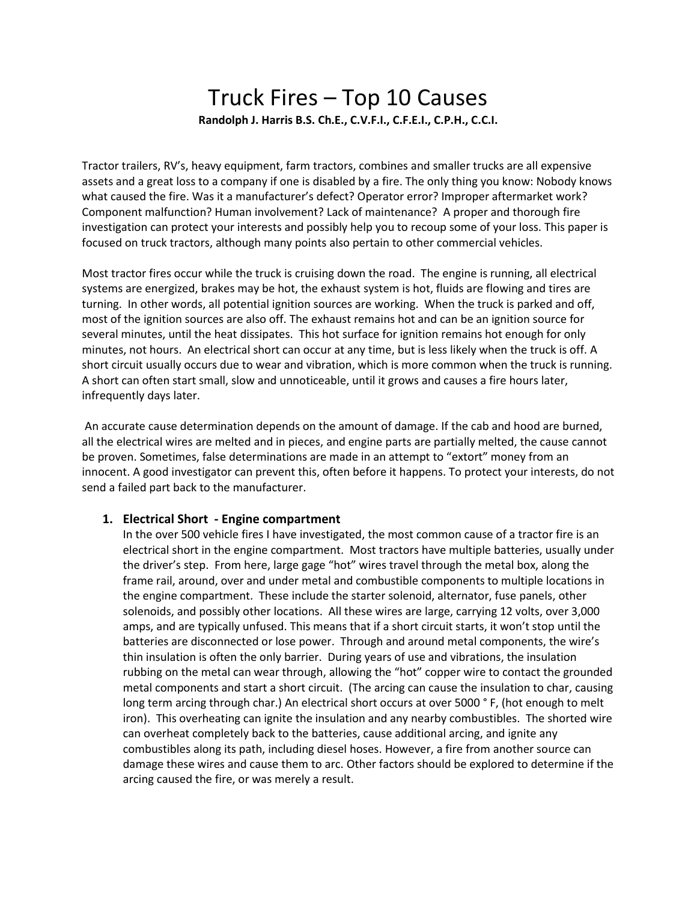# Truck Fires – Top 10 Causes

**Randolph J. Harris B.S. Ch.E., C.V.F.I., C.F.E.I., C.P.H., C.C.I.**

Tractor trailers, RV's, heavy equipment, farm tractors, combines and smaller trucks are all expensive assets and a great loss to a company if one is disabled by a fire. The only thing you know: Nobody knows what caused the fire. Was it a manufacturer's defect? Operator error? Improper aftermarket work? Component malfunction? Human involvement? Lack of maintenance? A proper and thorough fire investigation can protect your interests and possibly help you to recoup some of your loss. This paper is focused on truck tractors, although many points also pertain to other commercial vehicles.

Most tractor fires occur while the truck is cruising down the road. The engine is running, all electrical systems are energized, brakes may be hot, the exhaust system is hot, fluids are flowing and tires are turning. In other words, all potential ignition sources are working. When the truck is parked and off, most of the ignition sources are also off. The exhaust remains hot and can be an ignition source for several minutes, until the heat dissipates. This hot surface for ignition remains hot enough for only minutes, not hours. An electrical short can occur at any time, but is less likely when the truck is off. A short circuit usually occurs due to wear and vibration, which is more common when the truck is running. A short can often start small, slow and unnoticeable, until it grows and causes a fire hours later, infrequently days later.

An accurate cause determination depends on the amount of damage. If the cab and hood are burned, all the electrical wires are melted and in pieces, and engine parts are partially melted, the cause cannot be proven. Sometimes, false determinations are made in an attempt to "extort" money from an innocent. A good investigator can prevent this, often before it happens. To protect your interests, do not send a failed part back to the manufacturer.

1. **Electrical Short - Engine compartment**
   In the over 500 vehicle fires I have investigated, the most common cause of a tractor fire is an electrical short in the engine compartment. Most tractors have multiple batteries, usually under the driver's step. From here, large gage "hot" wires travel through the metal box, along the frame rail, around, over and under metal and combustible components to multiple locations in the engine compartment. These include the starter solenoid, alternator, fuse panels, other solenoids, and possibly other locations. All these wires are large, carrying 12 volts, over 3,000 amps, and are typically unfused. This means that if a short circuit starts, it won't stop until the batteries are disconnected or lose power. Through and around metal components, the wire's thin insulation is often the only barrier. During years of use and vibrations, the insulation rubbing on the metal can wear through, allowing the "hot" copper wire to contact the grounded metal components and start a short circuit. (The arcing can cause the insulation to char, causing long term arcing through char.) An electrical short occurs at over 5000 ° F, (hot enough to melt iron). This overheating can ignite the insulation and any nearby combustibles. The shorted wire can overheat completely back to the batteries, cause additional arcing, and ignite any combustibles along its path, including diesel hoses. However, a fire from another source can damage these wires and cause them to arc. Other factors should be explored to determine if the arcing caused the fire, or was merely a result.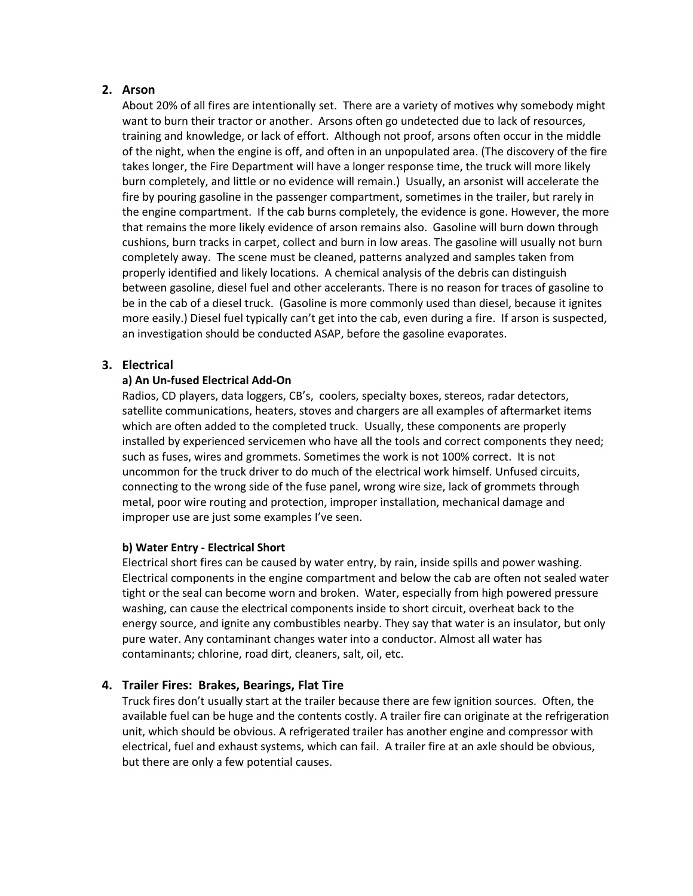## 2. Arson

About 20% of all fires are intentionally set. There are a variety of motives why somebody might want to burn their tractor or another. Arsons often go undetected due to lack of resources, training and knowledge, or lack of effort. Although not proof, arsons often occur in the middle of the night, when the engine is off, and often in an unpopulated area. (The discovery of the fire takes longer, the Fire Department will have a longer response time, the truck will more likely burn completely, and little or no evidence will remain.) Usually, an arsonist will accelerate the fire by pouring gasoline in the passenger compartment, sometimes in the trailer, but rarely in the engine compartment. If the cab burns completely, the evidence is gone. However, the more that remains the more likely evidence of arson remains also. Gasoline will burn down through cushions, burn tracks in carpet, collect and burn in low areas. The gasoline will usually not burn completely away. The scene must be cleaned, patterns analyzed and samples taken from properly identified and likely locations. A chemical analysis of the debris can distinguish between gasoline, diesel fuel and other accelerants. There is no reason for traces of gasoline to be in the cab of a diesel truck. (Gasoline is more commonly used than diesel, because it ignites more easily.) Diesel fuel typically can't get into the cab, even during a fire. If arson is suspected, an investigation should be conducted ASAP, before the gasoline evaporates.

## 3. Electrical

### a) An Un-fused Electrical Add-On

Radios, CD players, data loggers, CB's, coolers, specialty boxes, stereos, radar detectors, satellite communications, heaters, stoves and chargers are all examples of aftermarket items which are often added to the completed truck. Usually, these components are properly installed by experienced servicemen who have all the tools and correct components they need; such as fuses, wires and grommets. Sometimes the work is not 100% correct. It is not uncommon for the truck driver to do much of the electrical work himself. Unfused circuits, connecting to the wrong side of the fuse panel, wrong wire size, lack of grommets through metal, poor wire routing and protection, improper installation, mechanical damage and improper use are just some examples I've seen.

### b) Water Entry - Electrical Short

Electrical short fires can be caused by water entry, by rain, inside spills and power washing. Electrical components in the engine compartment and below the cab are often not sealed water tight or the seal can become worn and broken. Water, especially from high powered pressure washing, can cause the electrical components inside to short circuit, overheat back to the energy source, and ignite any combustibles nearby. They say that water is an insulator, but only pure water. Any contaminant changes water into a conductor. Almost all water has contaminants; chlorine, road dirt, cleaners, salt, oil, etc.

## 4. Trailer Fires: Brakes, Bearings, Flat Tire

Truck fires don't usually start at the trailer because there are few ignition sources. Often, the available fuel can be huge and the contents costly. A trailer fire can originate at the refrigeration unit, which should be obvious. A refrigerated trailer has another engine and compressor with electrical, fuel and exhaust systems, which can fail. A trailer fire at an axle should be obvious, but there are only a few potential causes.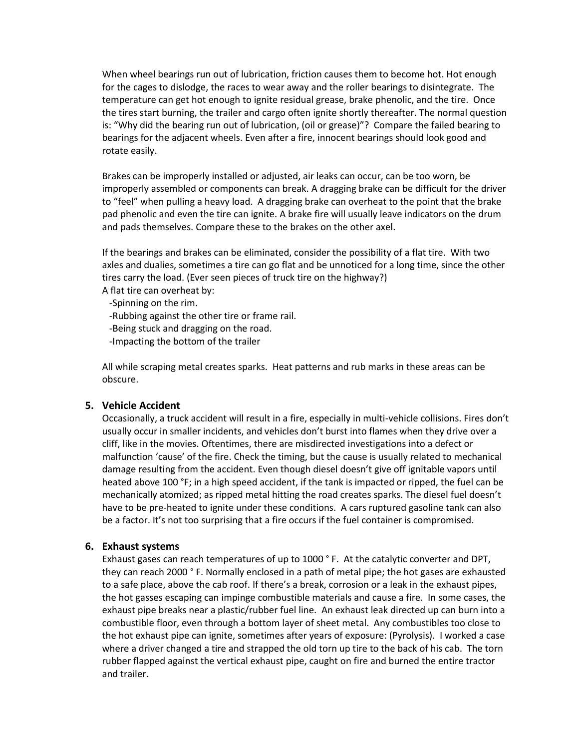When wheel bearings run out of lubrication, friction causes them to become hot. Hot enough for the cages to dislodge, the races to wear away and the roller bearings to disintegrate. The temperature can get hot enough to ignite residual grease, brake phenolic, and the tire. Once the tires start burning, the trailer and cargo often ignite shortly thereafter. The normal question is: "Why did the bearing run out of lubrication, (oil or grease)"? Compare the failed bearing to bearings for the adjacent wheels. Even after a fire, innocent bearings should look good and rotate easily.

Brakes can be improperly installed or adjusted, air leaks can occur, can be too worn, be improperly assembled or components can break. A dragging brake can be difficult for the driver to "feel" when pulling a heavy load. A dragging brake can overheat to the point that the brake pad phenolic and even the tire can ignite. A brake fire will usually leave indicators on the drum and pads themselves. Compare these to the brakes on the other axel.

If the bearings and brakes can be eliminated, consider the possibility of a flat tire. With two axles and dualies, sometimes a tire can go flat and be unnoticed for a long time, since the other tires carry the load. (Ever seen pieces of truck tire on the highway?)
A flat tire can overheat by:

-Spinning on the rim.
-Rubbing against the other tire or frame rail.
-Being stuck and dragging on the road.
-Impacting the bottom of the trailer

All while scraping metal creates sparks. Heat patterns and rub marks in these areas can be obscure.

### 5. Vehicle Accident

Occasionally, a truck accident will result in a fire, especially in multi-vehicle collisions. Fires don't usually occur in smaller incidents, and vehicles don't burst into flames when they drive over a cliff, like in the movies. Oftentimes, there are misdirected investigations into a defect or malfunction 'cause' of the fire. Check the timing, but the cause is usually related to mechanical damage resulting from the accident. Even though diesel doesn't give off ignitable vapors until heated above 100 °F; in a high speed accident, if the tank is impacted or ripped, the fuel can be mechanically atomized; as ripped metal hitting the road creates sparks. The diesel fuel doesn't have to be pre-heated to ignite under these conditions. A cars ruptured gasoline tank can also be a factor. It's not too surprising that a fire occurs if the fuel container is compromised.

### 6. Exhaust systems

Exhaust gases can reach temperatures of up to 1000 ° F. At the catalytic converter and DPT, they can reach 2000 ° F. Normally enclosed in a path of metal pipe; the hot gases are exhausted to a safe place, above the cab roof. If there's a break, corrosion or a leak in the exhaust pipes, the hot gasses escaping can impinge combustible materials and cause a fire. In some cases, the exhaust pipe breaks near a plastic/rubber fuel line. An exhaust leak directed up can burn into a combustible floor, even through a bottom layer of sheet metal. Any combustibles too close to the hot exhaust pipe can ignite, sometimes after years of exposure: (Pyrolysis). I worked a case where a driver changed a tire and strapped the old torn up tire to the back of his cab. The torn rubber flapped against the vertical exhaust pipe, caught on fire and burned the entire tractor and trailer.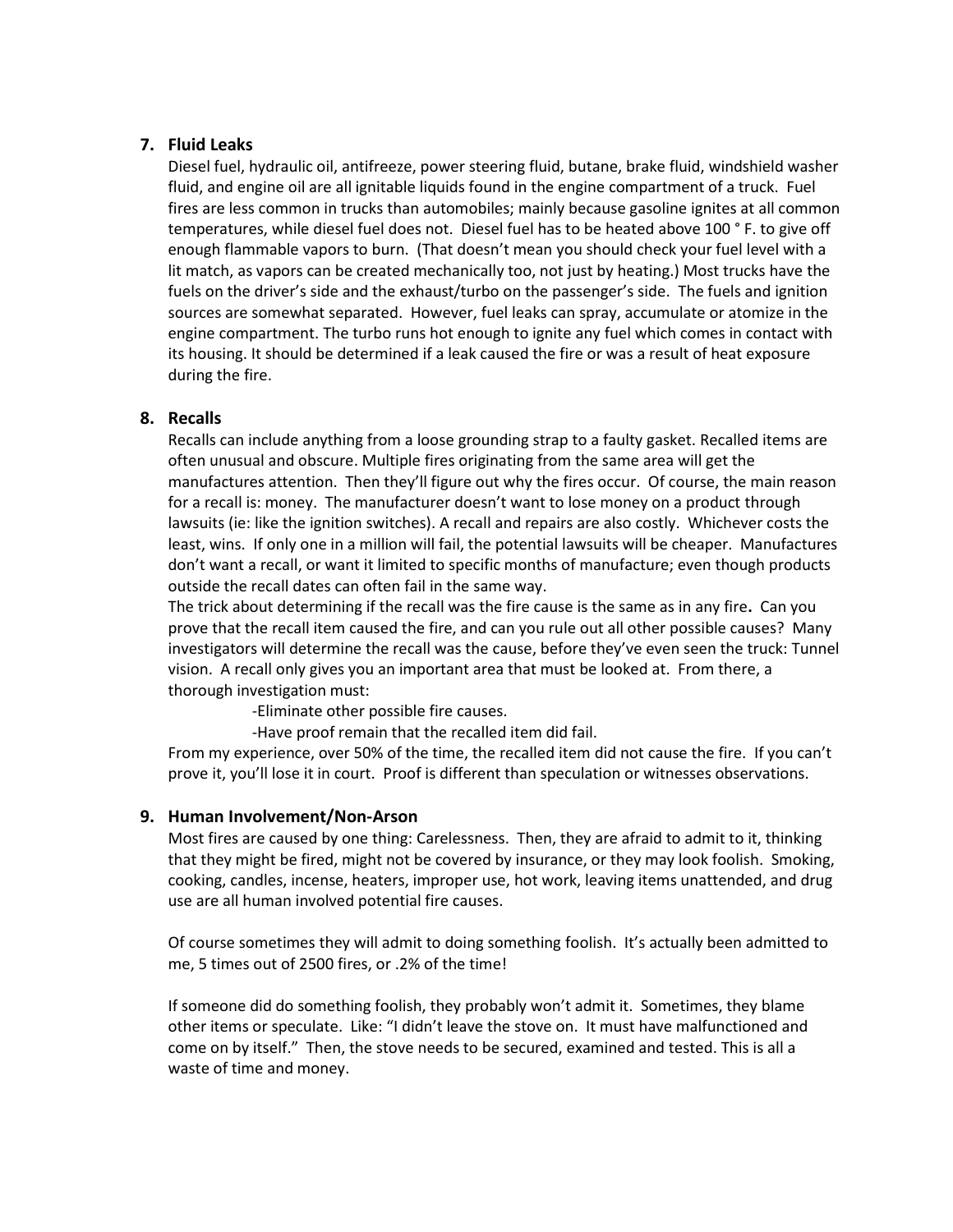## 7. Fluid Leaks

Diesel fuel, hydraulic oil, antifreeze, power steering fluid, butane, brake fluid, windshield washer fluid, and engine oil are all ignitable liquids found in the engine compartment of a truck. Fuel fires are less common in trucks than automobiles; mainly because gasoline ignites at all common temperatures, while diesel fuel does not. Diesel fuel has to be heated above 100 ° F. to give off enough flammable vapors to burn. (That doesn't mean you should check your fuel level with a lit match, as vapors can be created mechanically too, not just by heating.) Most trucks have the fuels on the driver's side and the exhaust/turbo on the passenger's side. The fuels and ignition sources are somewhat separated. However, fuel leaks can spray, accumulate or atomize in the engine compartment. The turbo runs hot enough to ignite any fuel which comes in contact with its housing. It should be determined if a leak caused the fire or was a result of heat exposure during the fire.

## 8. Recalls

Recalls can include anything from a loose grounding strap to a faulty gasket. Recalled items are often unusual and obscure. Multiple fires originating from the same area will get the manufactures attention. Then they'll figure out why the fires occur. Of course, the main reason for a recall is: money. The manufacturer doesn't want to lose money on a product through lawsuits (ie: like the ignition switches). A recall and repairs are also costly. Whichever costs the least, wins. If only one in a million will fail, the potential lawsuits will be cheaper. Manufactures don't want a recall, or want it limited to specific months of manufacture; even though products outside the recall dates can often fail in the same way.

The trick about determining if the recall was the fire cause is the same as in any fire**.** Can you prove that the recall item caused the fire, and can you rule out all other possible causes? Many investigators will determine the recall was the cause, before they've even seen the truck: Tunnel vision. A recall only gives you an important area that must be looked at. From there, a thorough investigation must:

- Eliminate other possible fire causes.
- Have proof remain that the recalled item did fail.

From my experience, over 50% of the time, the recalled item did not cause the fire. If you can't prove it, you'll lose it in court. Proof is different than speculation or witnesses observations.

## 9. Human Involvement/Non-Arson

Most fires are caused by one thing: Carelessness. Then, they are afraid to admit to it, thinking that they might be fired, might not be covered by insurance, or they may look foolish. Smoking, cooking, candles, incense, heaters, improper use, hot work, leaving items unattended, and drug use are all human involved potential fire causes.

Of course sometimes they will admit to doing something foolish. It's actually been admitted to me, 5 times out of 2500 fires, or .2% of the time!

If someone did do something foolish, they probably won't admit it. Sometimes, they blame other items or speculate. Like: "I didn't leave the stove on. It must have malfunctioned and come on by itself." Then, the stove needs to be secured, examined and tested. This is all a waste of time and money.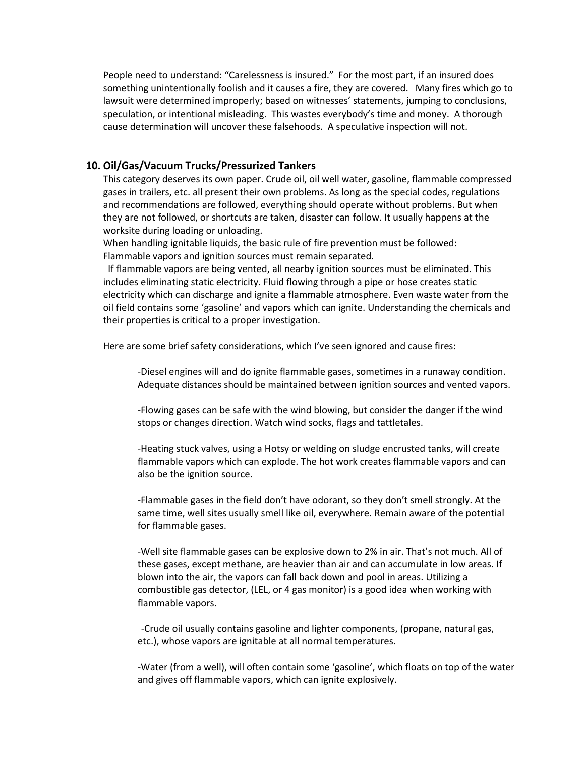People need to understand: "Carelessness is insured." For the most part, if an insured does something unintentionally foolish and it causes a fire, they are covered. Many fires which go to lawsuit were determined improperly; based on witnesses' statements, jumping to conclusions, speculation, or intentional misleading. This wastes everybody's time and money. A thorough cause determination will uncover these falsehoods. A speculative inspection will not.

## 10. Oil/Gas/Vacuum Trucks/Pressurized Tankers

This category deserves its own paper. Crude oil, oil well water, gasoline, flammable compressed gases in trailers, etc. all present their own problems. As long as the special codes, regulations and recommendations are followed, everything should operate without problems. But when they are not followed, or shortcuts are taken, disaster can follow. It usually happens at the worksite during loading or unloading.

When handling ignitable liquids, the basic rule of fire prevention must be followed: Flammable vapors and ignition sources must remain separated.

If flammable vapors are being vented, all nearby ignition sources must be eliminated. This includes eliminating static electricity. Fluid flowing through a pipe or hose creates static electricity which can discharge and ignite a flammable atmosphere. Even waste water from the oil field contains some 'gasoline' and vapors which can ignite. Understanding the chemicals and their properties is critical to a proper investigation.

Here are some brief safety considerations, which I've seen ignored and cause fires:

-Diesel engines will and do ignite flammable gases, sometimes in a runaway condition. Adequate distances should be maintained between ignition sources and vented vapors.

-Flowing gases can be safe with the wind blowing, but consider the danger if the wind stops or changes direction. Watch wind socks, flags and tattletales.

-Heating stuck valves, using a Hotsy or welding on sludge encrusted tanks, will create flammable vapors which can explode. The hot work creates flammable vapors and can also be the ignition source.

-Flammable gases in the field don't have odorant, so they don't smell strongly. At the same time, well sites usually smell like oil, everywhere. Remain aware of the potential for flammable gases.

-Well site flammable gases can be explosive down to 2% in air. That's not much. All of these gases, except methane, are heavier than air and can accumulate in low areas. If blown into the air, the vapors can fall back down and pool in areas. Utilizing a combustible gas detector, (LEL, or 4 gas monitor) is a good idea when working with flammable vapors.

-Crude oil usually contains gasoline and lighter components, (propane, natural gas, etc.), whose vapors are ignitable at all normal temperatures.

-Water (from a well), will often contain some 'gasoline', which floats on top of the water and gives off flammable vapors, which can ignite explosively.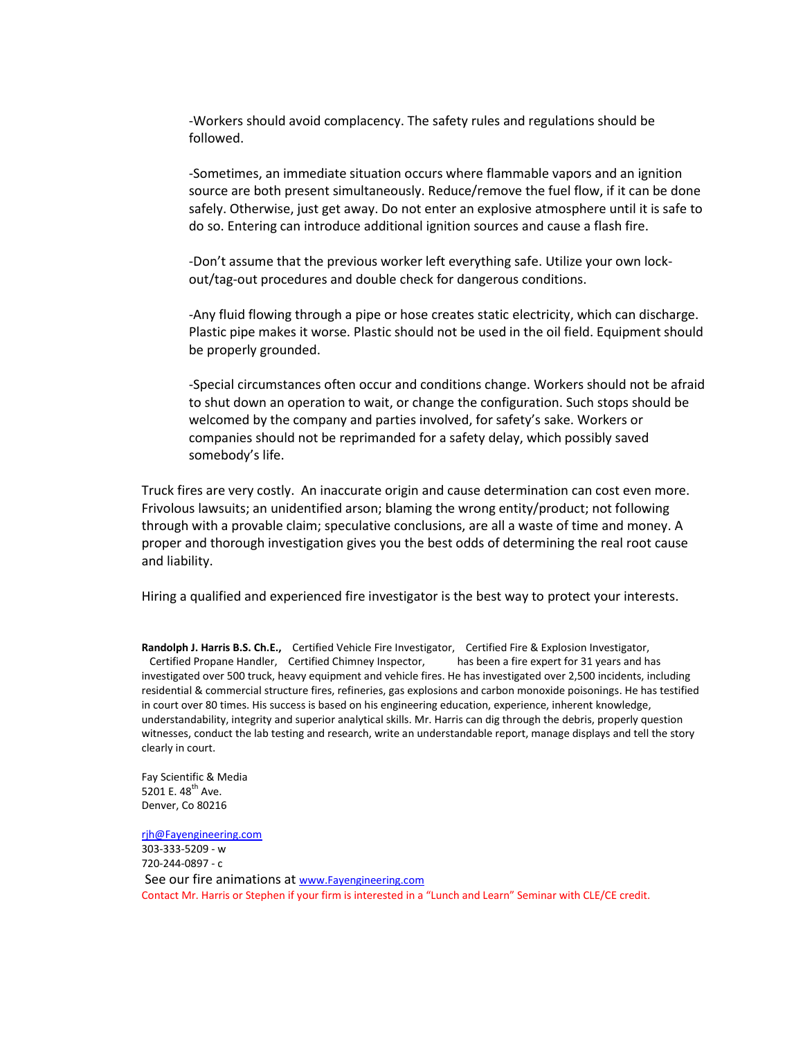-Workers should avoid complacency. The safety rules and regulations should be followed.

-Sometimes, an immediate situation occurs where flammable vapors and an ignition source are both present simultaneously. Reduce/remove the fuel flow, if it can be done safely. Otherwise, just get away. Do not enter an explosive atmosphere until it is safe to do so. Entering can introduce additional ignition sources and cause a flash fire.

-Don't assume that the previous worker left everything safe. Utilize your own lock-out/tag-out procedures and double check for dangerous conditions.

-Any fluid flowing through a pipe or hose creates static electricity, which can discharge. Plastic pipe makes it worse. Plastic should not be used in the oil field. Equipment should be properly grounded.

-Special circumstances often occur and conditions change. Workers should not be afraid to shut down an operation to wait, or change the configuration. Such stops should be welcomed by the company and parties involved, for safety's sake. Workers or companies should not be reprimanded for a safety delay, which possibly saved somebody's life.

Truck fires are very costly. An inaccurate origin and cause determination can cost even more. Frivolous lawsuits; an unidentified arson; blaming the wrong entity/product; not following through with a provable claim; speculative conclusions, are all a waste of time and money. A proper and thorough investigation gives you the best odds of determining the real root cause and liability.

Hiring a qualified and experienced fire investigator is the best way to protect your interests.

**Randolph J. Harris B.S. Ch.E.,** Certified Vehicle Fire Investigator, Certified Fire & Explosion Investigator, Certified Propane Handler, Certified Chimney Inspector, has been a fire expert for 31 years and has investigated over 500 truck, heavy equipment and vehicle fires. He has investigated over 2,500 incidents, including residential & commercial structure fires, refineries, gas explosions and carbon monoxide poisonings. He has testified in court over 80 times. His success is based on his engineering education, experience, inherent knowledge, understandability, integrity and superior analytical skills. Mr. Harris can dig through the debris, properly question witnesses, conduct the lab testing and research, write an understandable report, manage displays and tell the story clearly in court.

Fay Scientific & Media
5201 E. 48th Ave.
Denver, Co 80216

rjh@Fayengineering.com
303-333-5209 - w
720-244-0897 - c
See our fire animations at www.Fayengineering.com
Contact Mr. Harris or Stephen if your firm is interested in a "Lunch and Learn" Seminar with CLE/CE credit.